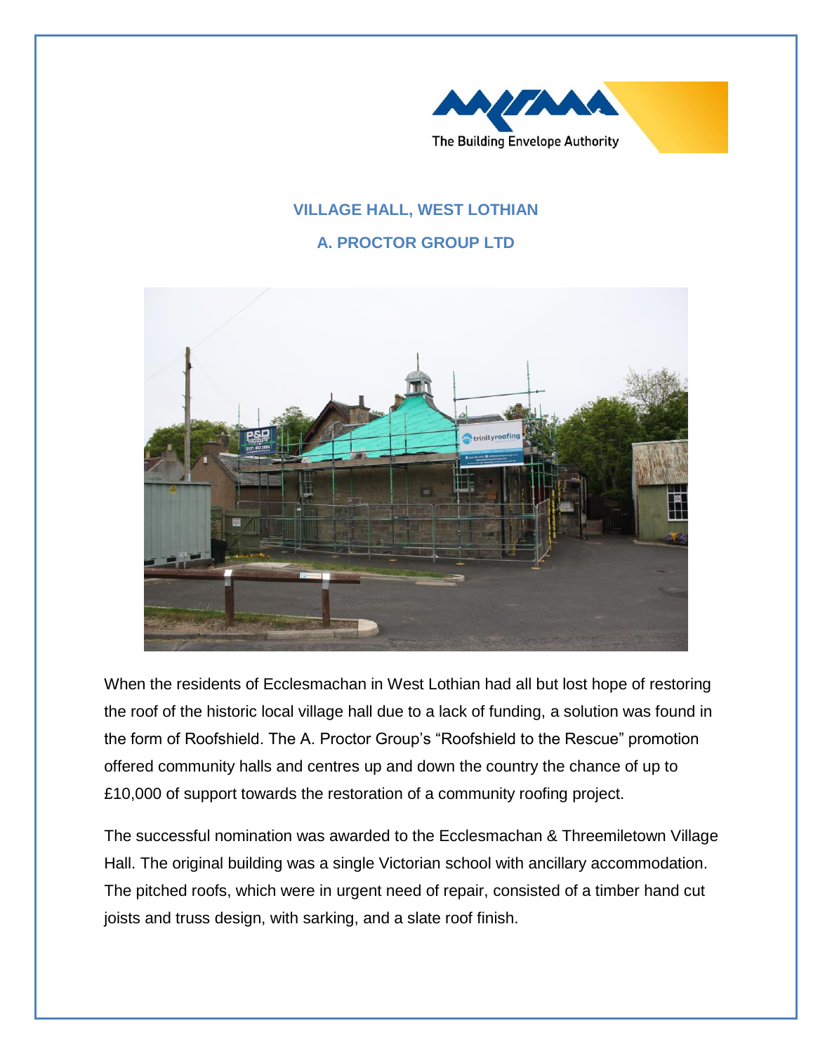# VILLAGE HALL, WEST LOTHIAN

## A. PROCTOR GROUP LTD

When the residents of Ecclesmachan in West Lothian had all but lost hope of restoring the roof of the historic local village hall due to a lack of funding, a solution was found in the form of Roofshield. The A. Proctor Group's "Roofshield to the Rescue" promotion offered community halls and centres up and down the country the chance of up to £10,000 of support towards the restoration of a community roofing project.

The successful nomination was awarded to the Ecclesmachan & Threemiletown Village Hall. The original building was a single Victorian school with ancillary accommodation. The pitched roofs, which were in urgent need of repair, consisted of a timber hand cut joists and truss design, with sarking, and a slate roof finish.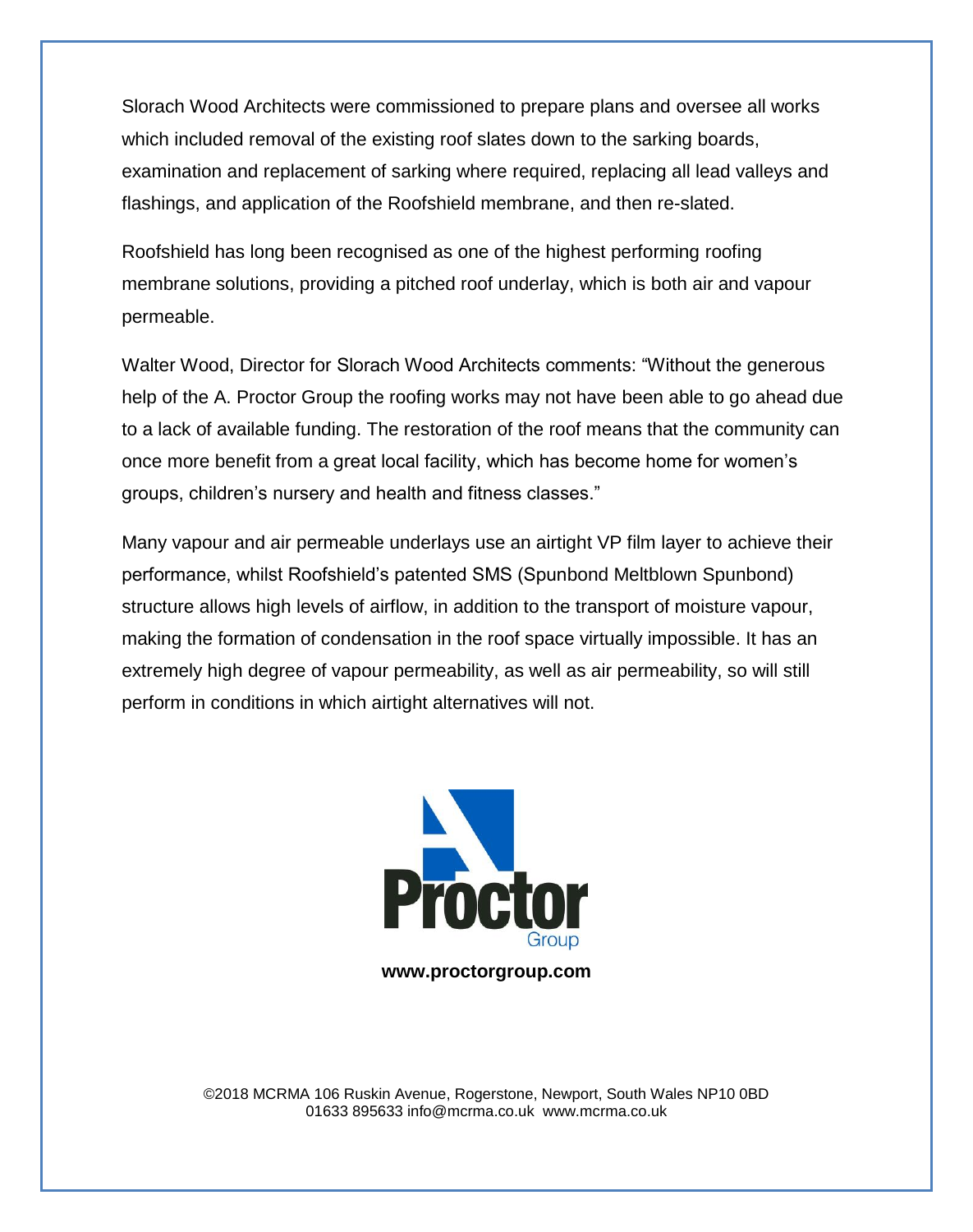Slorach Wood Architects were commissioned to prepare plans and oversee all works which included removal of the existing roof slates down to the sarking boards, examination and replacement of sarking where required, replacing all lead valleys and flashings, and application of the Roofshield membrane, and then re-slated.

Roofshield has long been recognised as one of the highest performing roofing membrane solutions, providing a pitched roof underlay, which is both air and vapour permeable.

Walter Wood, Director for Slorach Wood Architects comments: "Without the generous help of the A. Proctor Group the roofing works may not have been able to go ahead due to a lack of available funding. The restoration of the roof means that the community can once more benefit from a great local facility, which has become home for women's groups, children's nursery and health and fitness classes."

Many vapour and air permeable underlays use an airtight VP film layer to achieve their performance, whilst Roofshield's patented SMS (Spunbond Meltblown Spunbond) structure allows high levels of airflow, in addition to the transport of moisture vapour, making the formation of condensation in the roof space virtually impossible. It has an extremely high degree of vapour permeability, as well as air permeability, so will still perform in conditions in which airtight alternatives will not.

Proctor Group

**www.proctorgroup.com**

©2018 MCRMA 106 Ruskin Avenue, Rogerstone, Newport, South Wales NP10 0BD
01633 895633 info@mcrma.co.uk www.mcrma.co.uk